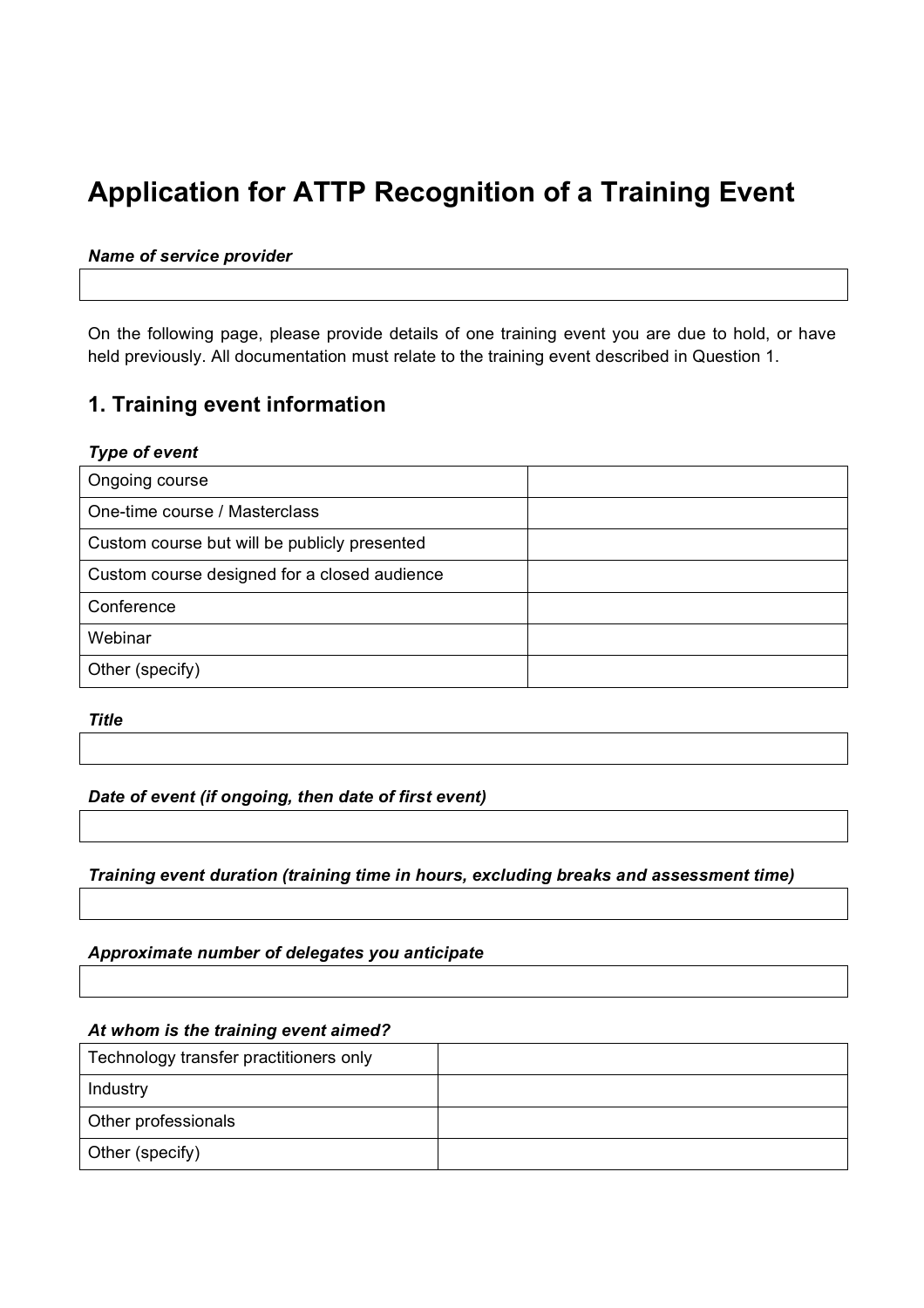# Application for ATTP Recognition of a Training Event

***Name of service provider***

| |
|---|
| |

On the following page, please provide details of one training event you are due to hold, or have held previously. All documentation must relate to the training event described in Question 1.

## 1. Training event information

***Type of event***

| | |
|---|---|
| Ongoing course | |
| One-time course / Masterclass | |
| Custom course but will be publicly presented | |
| Custom course designed for a closed audience | |
| Conference | |
| Webinar | |
| Other (specify) | |

***Title***

| |
|---|
| |

***Date of event (if ongoing, then date of first event)***

| |
|---|
| |

***Training event duration (training time in hours, excluding breaks and assessment time)***

| |
|---|
| |

***Approximate number of delegates you anticipate***

| |
|---|
| |

***At whom is the training event aimed?***

| | |
|---|---|
| Technology transfer practitioners only | |
| Industry | |
| Other professionals | |
| Other (specify) | |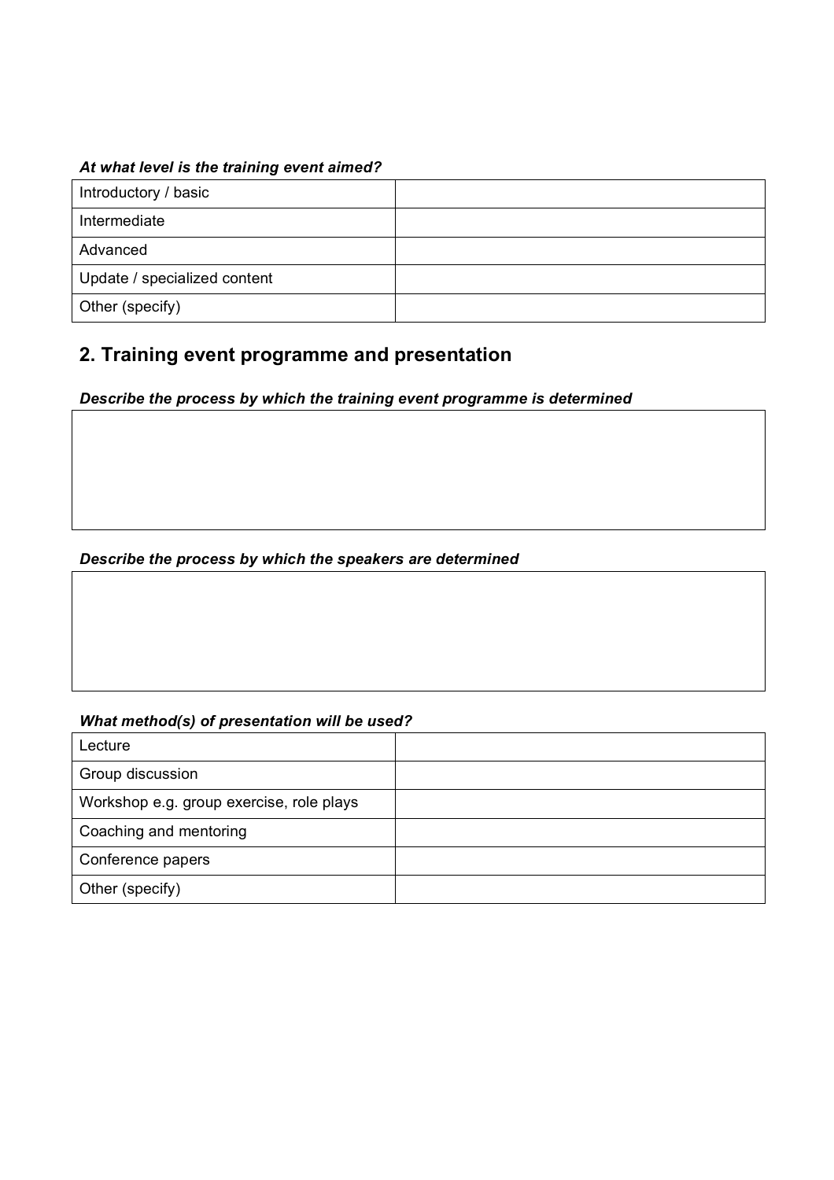***At what level is the training event aimed?***

| | |
|---|---|
| Introductory / basic | |
| Intermediate | |
| Advanced | |
| Update / specialized content | |
| Other (specify) | |

## 2. Training event programme and presentation

***Describe the process by which the training event programme is determined***

| |
|---|
| |

***Describe the process by which the speakers are determined***

| |
|---|
| |

***What method(s) of presentation will be used?***

| | |
|---|---|
| Lecture | |
| Group discussion | |
| Workshop e.g. group exercise, role plays | |
| Coaching and mentoring | |
| Conference papers | |
| Other (specify) | |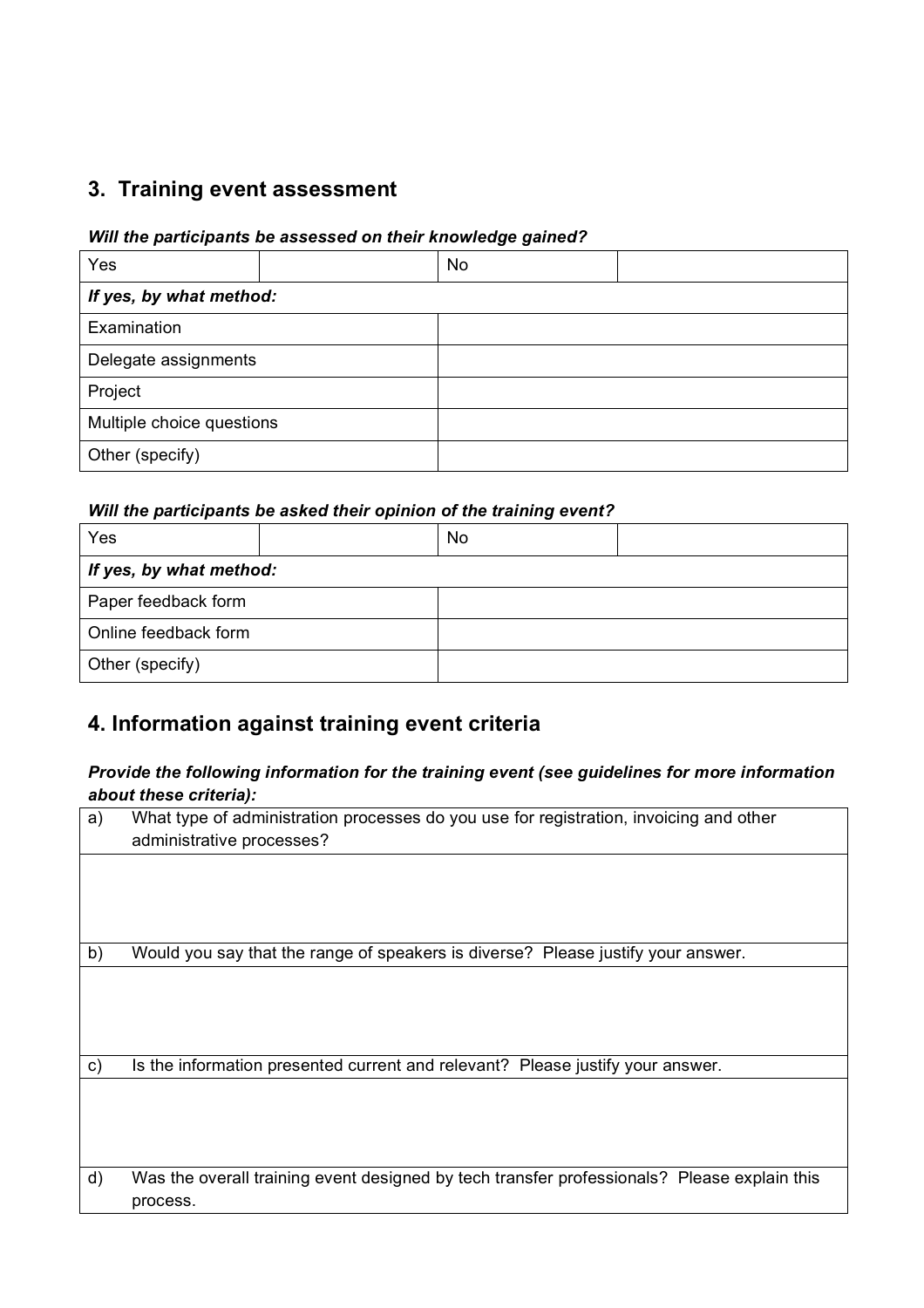## 3. Training event assessment

***Will the participants be assessed on their knowledge gained?***

| Yes | | No | |
|---|---|---|---|
| ***If yes, by what method:*** | | | |
| Examination | | | |
| Delegate assignments | | | |
| Project | | | |
| Multiple choice questions | | | |
| Other (specify) | | | |

***Will the participants be asked their opinion of the training event?***

| Yes | | No | |
|---|---|---|---|
| ***If yes, by what method:*** | | | |
| Paper feedback form | | | |
| Online feedback form | | | |
| Other (specify) | | | |

## 4. Information against training event criteria

***Provide the following information for the training event (see guidelines for more information about these criteria):***

| | |
|---|---|
| a) | What type of administration processes do you use for registration, invoicing and other administrative processes? |
| | |
| b) | Would you say that the range of speakers is diverse? Please justify your answer. |
| | |
| c) | Is the information presented current and relevant? Please justify your answer. |
| | |
| d) | Was the overall training event designed by tech transfer professionals? Please explain this process. |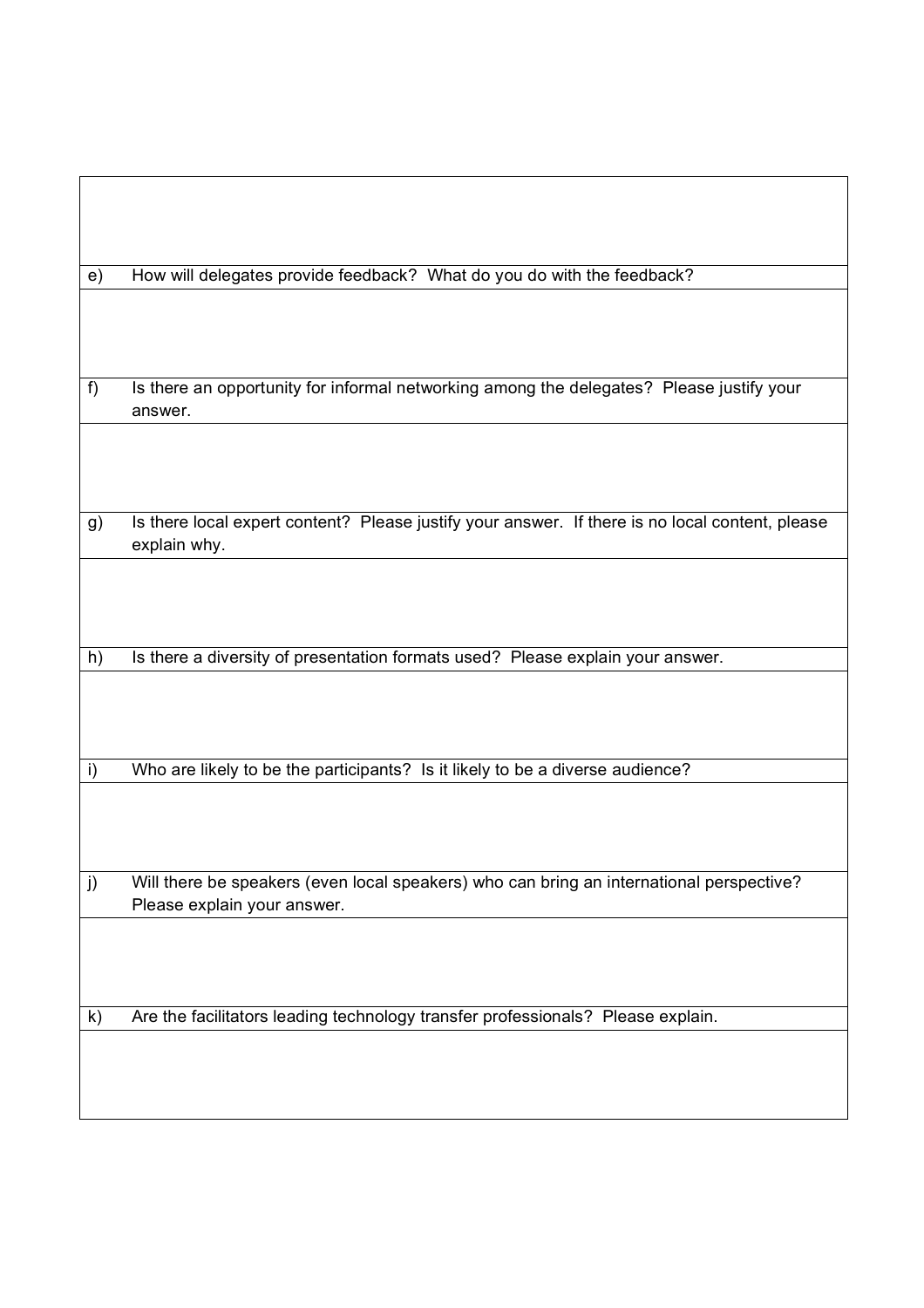| | |
|---|---|
| | |
| e) | How will delegates provide feedback? What do you do with the feedback? |
| | |
| f) | Is there an opportunity for informal networking among the delegates? Please justify your answer. |
| | |
| g) | Is there local expert content? Please justify your answer. If there is no local content, please explain why. |
| | |
| h) | Is there a diversity of presentation formats used? Please explain your answer. |
| | |
| i) | Who are likely to be the participants? Is it likely to be a diverse audience? |
| | |
| j) | Will there be speakers (even local speakers) who can bring an international perspective? Please explain your answer. |
| | |
| k) | Are the facilitators leading technology transfer professionals? Please explain. |
| | |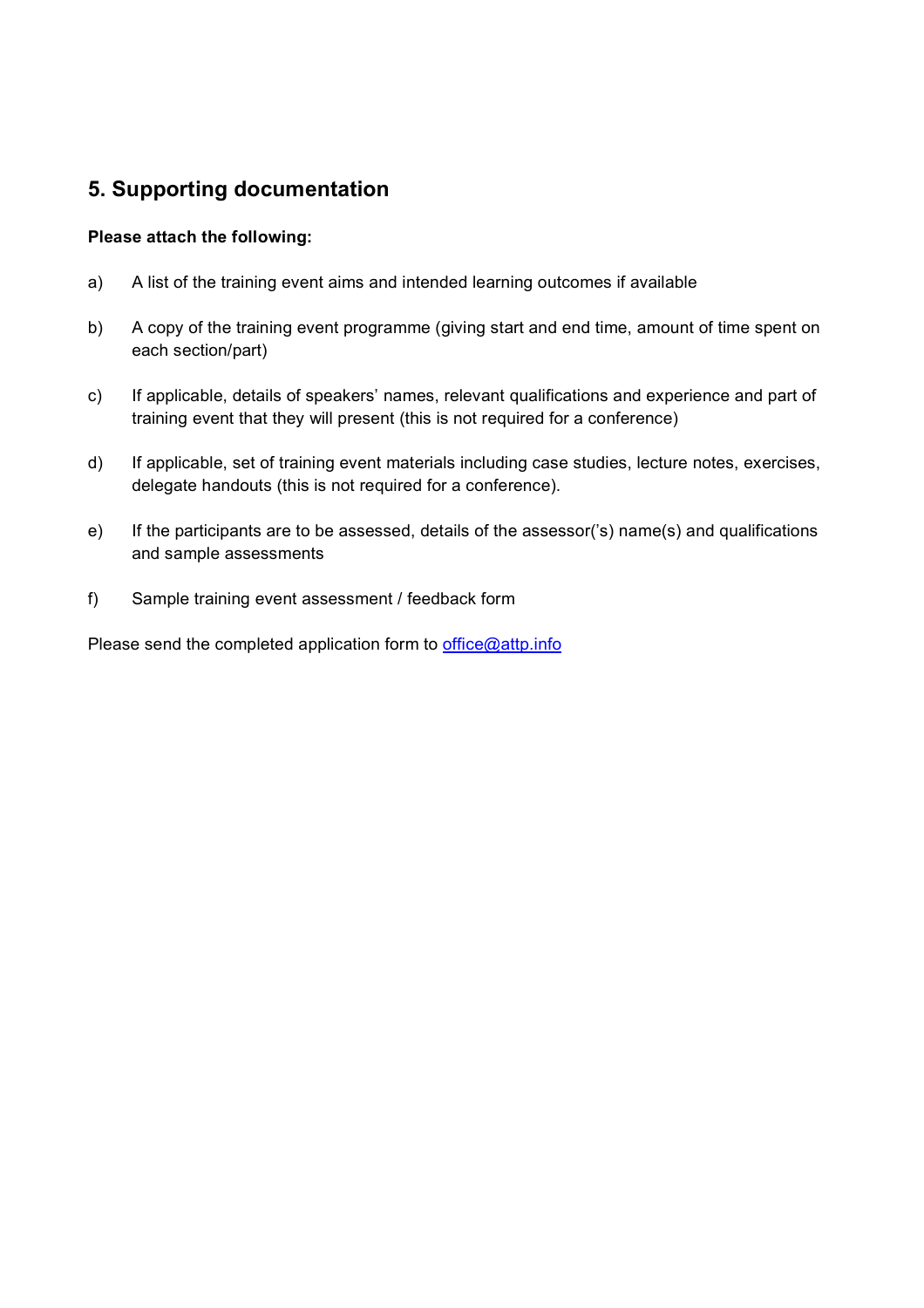## 5. Supporting documentation

**Please attach the following:**

a) A list of the training event aims and intended learning outcomes if available

b) A copy of the training event programme (giving start and end time, amount of time spent on each section/part)

c) If applicable, details of speakers' names, relevant qualifications and experience and part of training event that they will present (this is not required for a conference)

d) If applicable, set of training event materials including case studies, lecture notes, exercises, delegate handouts (this is not required for a conference).

e) If the participants are to be assessed, details of the assessor('s) name(s) and qualifications and sample assessments

f) Sample training event assessment / feedback form

Please send the completed application form to office@attp.info